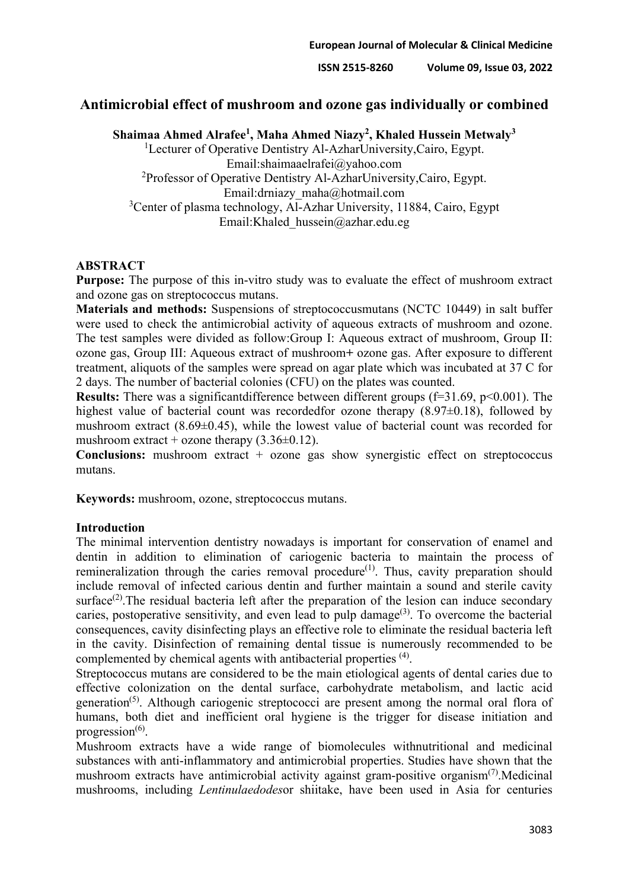# Antimicrobial effect of mushroom and ozone gas individually or combined

**Shaimaa Ahmed Alrafee[1], Maha Ahmed Niazy[2], Khaled Hussein Metwaly[3]**

[1]Lecturer of Operative Dentistry Al-AzharUniversity,Cairo, Egypt.
Email:shaimaaelrafei@yahoo.com

[2]Professor of Operative Dentistry Al-AzharUniversity,Cairo, Egypt.
Email:drniazy_maha@hotmail.com

[3]Center of plasma technology, Al-Azhar University, 11884, Cairo, Egypt
Email:Khaled_hussein@azhar.edu.eg

## ABSTRACT

**Purpose:** The purpose of this in-vitro study was to evaluate the effect of mushroom extract and ozone gas on streptococcus mutans.

**Materials and methods:** Suspensions of streptococcusmutans (NCTC 10449) in salt buffer were used to check the antimicrobial activity of aqueous extracts of mushroom and ozone. The test samples were divided as follow:Group I: Aqueous extract of mushroom, Group II: ozone gas, Group III: Aqueous extract of mushroom**+** ozone gas. After exposure to different treatment, aliquots of the samples were spread on agar plate which was incubated at 37 C for 2 days. The number of bacterial colonies (CFU) on the plates was counted.

**Results:** There was a significantdifference between different groups (f=31.69, p<0.001). The highest value of bacterial count was recordedfor ozone therapy (8.97±0.18), followed by mushroom extract (8.69±0.45), while the lowest value of bacterial count was recorded for mushroom extract + ozone therapy (3.36±0.12).

**Conclusions:** mushroom extract + ozone gas show synergistic effect on streptococcus mutans.

**Keywords:** mushroom, ozone, streptococcus mutans.

## Introduction

The minimal intervention dentistry nowadays is important for conservation of enamel and dentin in addition to elimination of cariogenic bacteria to maintain the process of remineralization through the caries removal procedure[1]. Thus, cavity preparation should include removal of infected carious dentin and further maintain a sound and sterile cavity surface[2].The residual bacteria left after the preparation of the lesion can induce secondary caries, postoperative sensitivity, and even lead to pulp damage[3]. To overcome the bacterial consequences, cavity disinfecting plays an effective role to eliminate the residual bacteria left in the cavity. Disinfection of remaining dental tissue is numerously recommended to be complemented by chemical agents with antibacterial properties [4].

Streptococcus mutans are considered to be the main etiological agents of dental caries due to effective colonization on the dental surface, carbohydrate metabolism, and lactic acid generation[5]. Although cariogenic streptococci are present among the normal oral flora of humans, both diet and inefficient oral hygiene is the trigger for disease initiation and progression[6].

Mushroom extracts have a wide range of biomolecules withnutritional and medicinal substances with anti-inflammatory and antimicrobial properties. Studies have shown that the mushroom extracts have antimicrobial activity against gram-positive organism[7].Medicinal mushrooms, including *Lentinulaedodes*or shiitake, have been used in Asia for centuries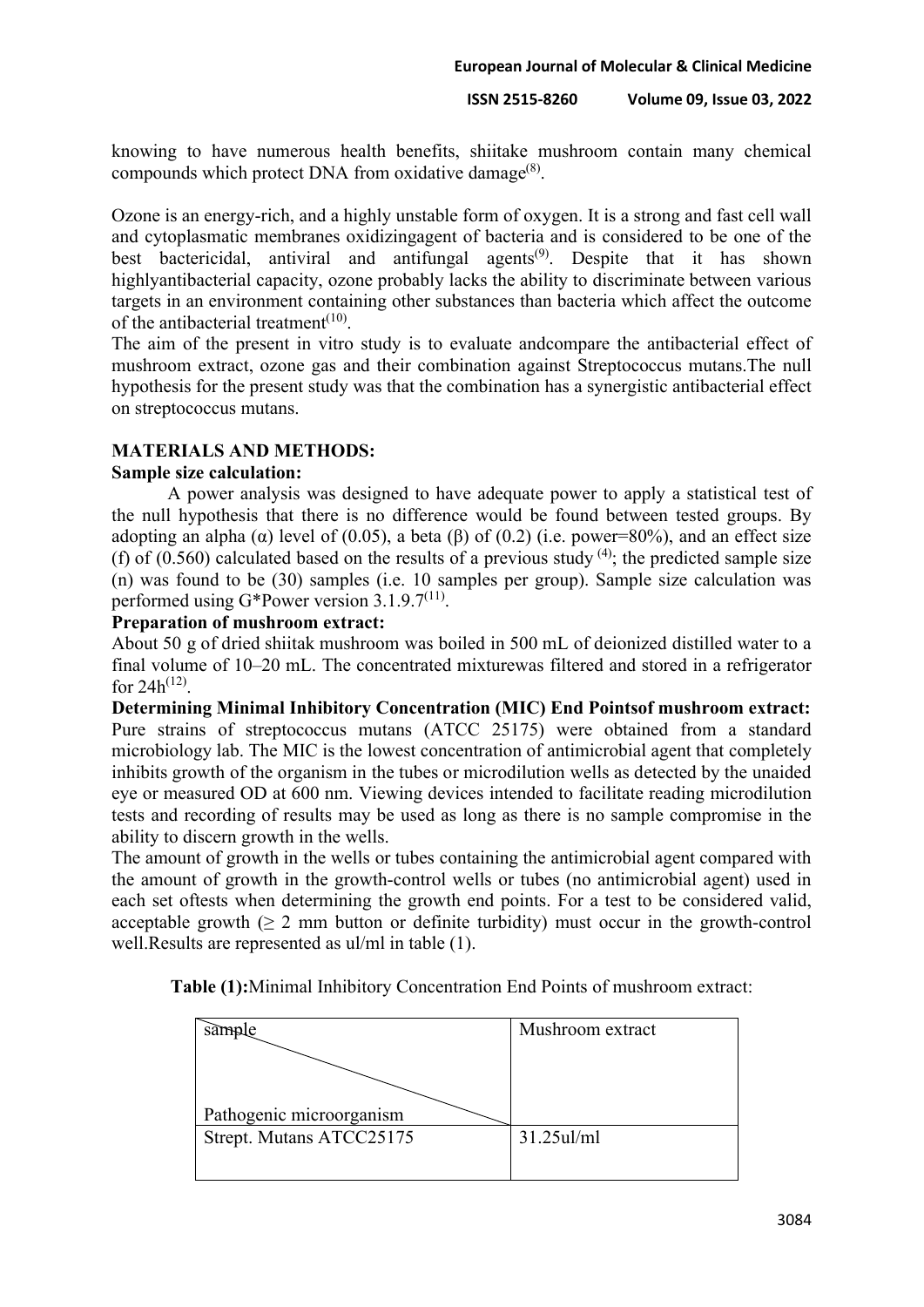knowing to have numerous health benefits, shiitake mushroom contain many chemical compounds which protect DNA from oxidative damage[8].

Ozone is an energy-rich, and a highly unstable form of oxygen. It is a strong and fast cell wall and cytoplasmatic membranes oxidizingagent of bacteria and is considered to be one of the best bactericidal, antiviral and antifungal agents[9]. Despite that it has shown highlyantibacterial capacity, ozone probably lacks the ability to discriminate between various targets in an environment containing other substances than bacteria which affect the outcome of the antibacterial treatment[10].

The aim of the present in vitro study is to evaluate andcompare the antibacterial effect of mushroom extract, ozone gas and their combination against Streptococcus mutans.The null hypothesis for the present study was that the combination has a synergistic antibacterial effect on streptococcus mutans.

## MATERIALS AND METHODS:

### Sample size calculation:

A power analysis was designed to have adequate power to apply a statistical test of the null hypothesis that there is no difference would be found between tested groups. By adopting an alpha (α) level of (0.05), a beta (β) of (0.2) (i.e. power=80%), and an effect size (f) of (0.560) calculated based on the results of a previous study [4]; the predicted sample size (n) was found to be (30) samples (i.e. 10 samples per group). Sample size calculation was performed using G*Power version 3.1.9.7[11].

### Preparation of mushroom extract:

About 50 g of dried shiitak mushroom was boiled in 500 mL of deionized distilled water to a final volume of 10–20 mL. The concentrated mixturewas filtered and stored in a refrigerator for 24h[12].

### Determining Minimal Inhibitory Concentration (MIC) End Pointsof mushroom extract:

Pure strains of streptococcus mutans (ATCC 25175) were obtained from a standard microbiology lab. The MIC is the lowest concentration of antimicrobial agent that completely inhibits growth of the organism in the tubes or microdilution wells as detected by the unaided eye or measured OD at 600 nm. Viewing devices intended to facilitate reading microdilution tests and recording of results may be used as long as there is no sample compromise in the ability to discern growth in the wells.

The amount of growth in the wells or tubes containing the antimicrobial agent compared with the amount of growth in the growth-control wells or tubes (no antimicrobial agent) used in each set oftests when determining the growth end points. For a test to be considered valid, acceptable growth (≥ 2 mm button or definite turbidity) must occur in the growth-control well.Results are represented as ul/ml in table (1).

**Table (1):**Minimal Inhibitory Concentration End Points of mushroom extract:

| sample / Pathogenic microorganism | Mushroom extract |
|---|---|
| Strept. Mutans ATCC25175 | 31.25ul/ml |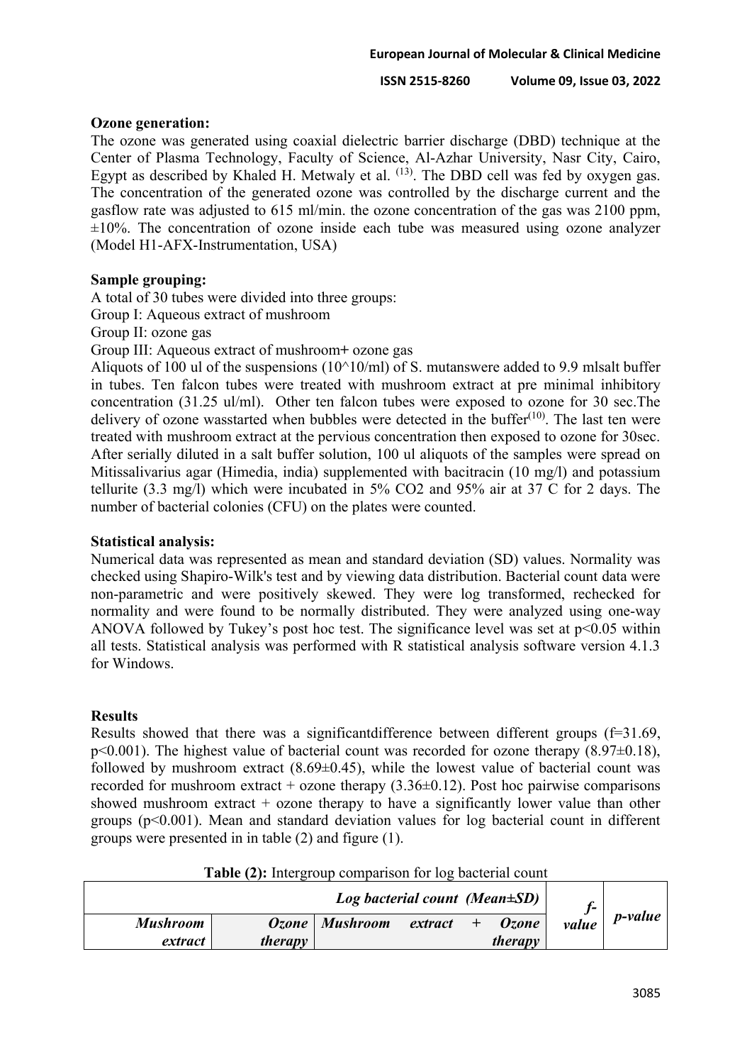**Ozone generation:**

The ozone was generated using coaxial dielectric barrier discharge (DBD) technique at the Center of Plasma Technology, Faculty of Science, Al-Azhar University, Nasr City, Cairo, Egypt as described by Khaled H. Metwaly et al. [13]. The DBD cell was fed by oxygen gas. The concentration of the generated ozone was controlled by the discharge current and the gasflow rate was adjusted to 615 ml/min. the ozone concentration of the gas was 2100 ppm, ±10%. The concentration of ozone inside each tube was measured using ozone analyzer (Model H1-AFX-Instrumentation, USA)

**Sample grouping:**

A total of 30 tubes were divided into three groups:

Group I: Aqueous extract of mushroom

Group II: ozone gas

Group III: Aqueous extract of mushroom+ ozone gas

Aliquots of 100 ul of the suspensions ($10^{10}$/ml) of S. mutanswere added to 9.9 mlsalt buffer in tubes. Ten falcon tubes were treated with mushroom extract at pre minimal inhibitory concentration (31.25 ul/ml). Other ten falcon tubes were exposed to ozone for 30 sec.The delivery of ozone wasstarted when bubbles were detected in the buffer[10]. The last ten were treated with mushroom extract at the pervious concentration then exposed to ozone for 30sec. After serially diluted in a salt buffer solution, 100 ul aliquots of the samples were spread on Mitissalivarius agar (Himedia, india) supplemented with bacitracin (10 mg/l) and potassium tellurite (3.3 mg/l) which were incubated in 5% CO2 and 95% air at 37 C for 2 days. The number of bacterial colonies (CFU) on the plates were counted.

**Statistical analysis:**

Numerical data was represented as mean and standard deviation (SD) values. Normality was checked using Shapiro-Wilk's test and by viewing data distribution. Bacterial count data were non-parametric and were positively skewed. They were log transformed, rechecked for normality and were found to be normally distributed. They were analyzed using one-way ANOVA followed by Tukey's post hoc test. The significance level was set at $p<0.05$ within all tests. Statistical analysis was performed with R statistical analysis software version 4.1.3 for Windows.

**Results**

Results showed that there was a significantdifference between different groups ($f=31.69$, $p<0.001$). The highest value of bacterial count was recorded for ozone therapy (8.97±0.18), followed by mushroom extract (8.69±0.45), while the lowest value of bacterial count was recorded for mushroom extract + ozone therapy (3.36±0.12). Post hoc pairwise comparisons showed mushroom extract + ozone therapy to have a significantly lower value than other groups ($p<0.001$). Mean and standard deviation values for log bacterial count in different groups were presented in in table (2) and figure (1).

**Table (2):** Intergroup comparison for log bacterial count

| *Log bacterial count (Mean±SD)* | | | *f-value* | *p-value* |
|---|---|---|---|---|
| *Mushroom extract* | *Ozone therapy* | *Mushroom extract + Ozone therapy* | | |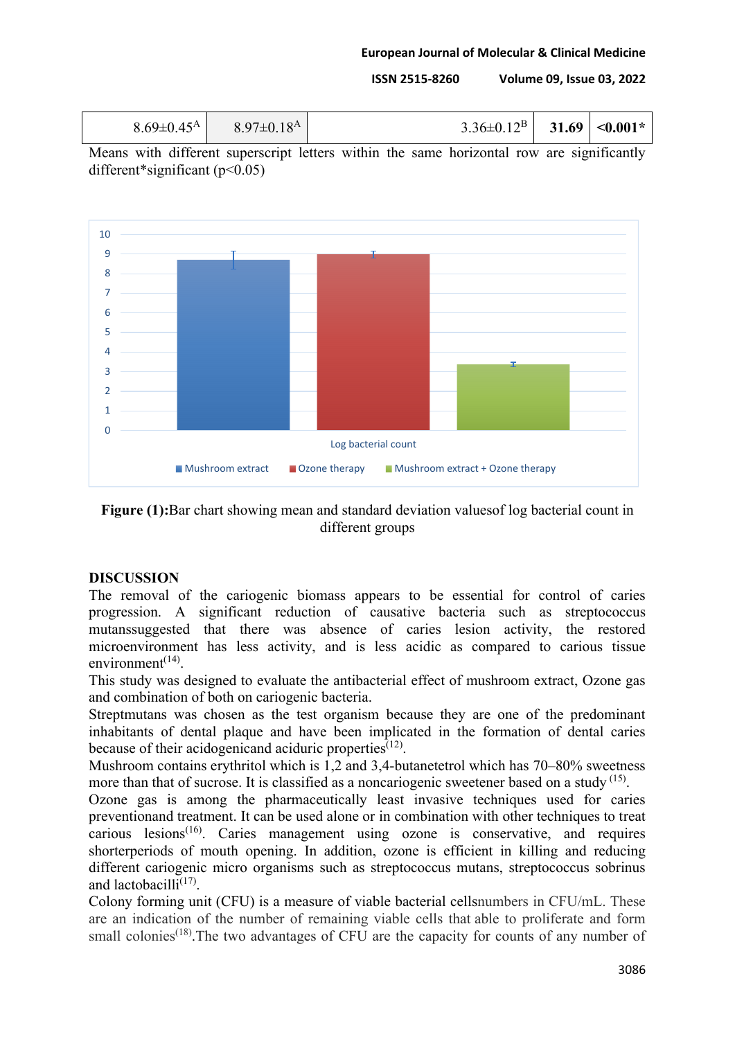| $8.69\pm0.45^{A}$ | $8.97\pm0.18^{A}$ | $3.36\pm0.12^{B}$ | **31.69** | **<0.001*** |
|---|---|---|---|---|

Means with different superscript letters within the same horizontal row are significantly different*significant ($p<0.05$)

**Figure (1):**Bar chart showing mean and standard deviation valuesof log bacterial count in different groups

## DISCUSSION

The removal of the cariogenic biomass appears to be essential for control of caries progression. A significant reduction of causative bacteria such as streptococcus mutanssuggested that there was absence of caries lesion activity, the restored microenvironment has less activity, and is less acidic as compared to carious tissue environment[14].

This study was designed to evaluate the antibacterial effect of mushroom extract, Ozone gas and combination of both on cariogenic bacteria.

Streptmutans was chosen as the test organism because they are one of the predominant inhabitants of dental plaque and have been implicated in the formation of dental caries because of their acidogenicand aciduric properties[12].

Mushroom contains erythritol which is 1,2 and 3,4-butanetetrol which has 70–80% sweetness more than that of sucrose. It is classified as a noncariogenic sweetener based on a study [15].

Ozone gas is among the pharmaceutically least invasive techniques used for caries preventionand treatment. It can be used alone or in combination with other techniques to treat carious lesions[16]. Caries management using ozone is conservative, and requires shorterperiods of mouth opening. In addition, ozone is efficient in killing and reducing different cariogenic micro organisms such as streptococcus mutans, streptococcus sobrinus and lactobacilli[17].

Colony forming unit (CFU) is a measure of viable bacterial cellsnumbers in CFU/mL. These are an indication of the number of remaining viable cells that able to proliferate and form small colonies[18].The two advantages of CFU are the capacity for counts of any number of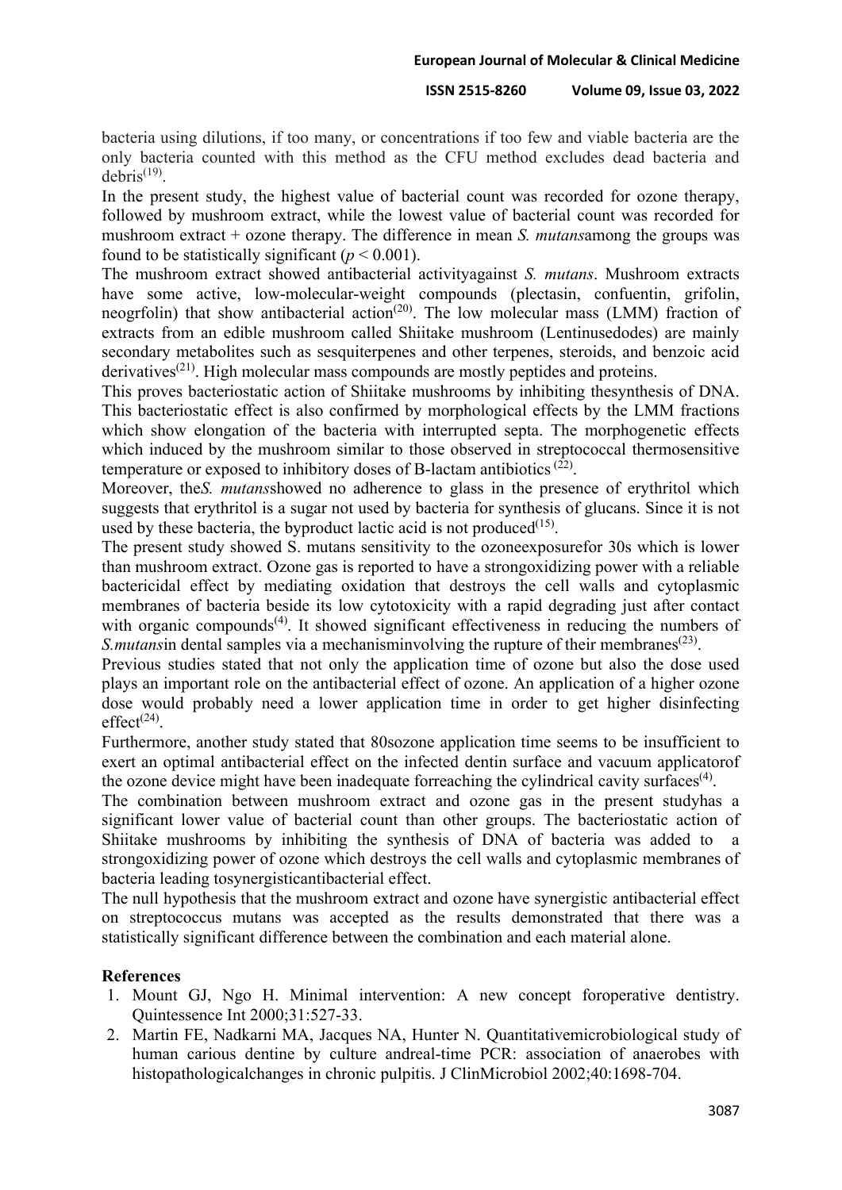bacteria using dilutions, if too many, or concentrations if too few and viable bacteria are the only bacteria counted with this method as the CFU method excludes dead bacteria and debris[19].

In the present study, the highest value of bacterial count was recorded for ozone therapy, followed by mushroom extract, while the lowest value of bacterial count was recorded for mushroom extract + ozone therapy. The difference in mean *S. mutans*among the groups was found to be statistically significant ($p < 0.001$).

The mushroom extract showed antibacterial activityagainst *S. mutans*. Mushroom extracts have some active, low-molecular-weight compounds (plectasin, confuentin, grifolin, neogrfolin) that show antibacterial action[20]. The low molecular mass (LMM) fraction of extracts from an edible mushroom called Shiitake mushroom (Lentinusedodes) are mainly secondary metabolites such as sesquiterpenes and other terpenes, steroids, and benzoic acid derivatives[21]. High molecular mass compounds are mostly peptides and proteins.

This proves bacteriostatic action of Shiitake mushrooms by inhibiting thesynthesis of DNA. This bacteriostatic effect is also confirmed by morphological effects by the LMM fractions which show elongation of the bacteria with interrupted septa. The morphogenetic effects which induced by the mushroom similar to those observed in streptococcal thermosensitive temperature or exposed to inhibitory doses of B-lactam antibiotics [22].

Moreover, the*S. mutans*showed no adherence to glass in the presence of erythritol which suggests that erythritol is a sugar not used by bacteria for synthesis of glucans. Since it is not used by these bacteria, the byproduct lactic acid is not produced[15].

The present study showed S. mutans sensitivity to the ozoneexposurefor 30s which is lower than mushroom extract. Ozone gas is reported to have a strongoxidizing power with a reliable bactericidal effect by mediating oxidation that destroys the cell walls and cytoplasmic membranes of bacteria beside its low cytotoxicity with a rapid degrading just after contact with organic compounds[4]. It showed significant effectiveness in reducing the numbers of *S.mutans*in dental samples via a mechanisminvolving the rupture of their membranes[23].

Previous studies stated that not only the application time of ozone but also the dose used plays an important role on the antibacterial effect of ozone. An application of a higher ozone dose would probably need a lower application time in order to get higher disinfecting effect[24].

Furthermore, another study stated that 80sozone application time seems to be insufficient to exert an optimal antibacterial effect on the infected dentin surface and vacuum applicatorof the ozone device might have been inadequate forreaching the cylindrical cavity surfaces[4].

The combination between mushroom extract and ozone gas in the present studyhas a significant lower value of bacterial count than other groups. The bacteriostatic action of Shiitake mushrooms by inhibiting the synthesis of DNA of bacteria was added to a strongoxidizing power of ozone which destroys the cell walls and cytoplasmic membranes of bacteria leading tosynergisticantibacterial effect.

The null hypothesis that the mushroom extract and ozone have synergistic antibacterial effect on streptococcus mutans was accepted as the results demonstrated that there was a statistically significant difference between the combination and each material alone.

## References

1. Mount GJ, Ngo H. Minimal intervention: A new concept foroperative dentistry. Quintessence Int 2000;31:527-33.
2. Martin FE, Nadkarni MA, Jacques NA, Hunter N. Quantitativemicrobiological study of human carious dentine by culture andreal-time PCR: association of anaerobes with histopathologicalchanges in chronic pulpitis. J ClinMicrobiol 2002;40:1698-704.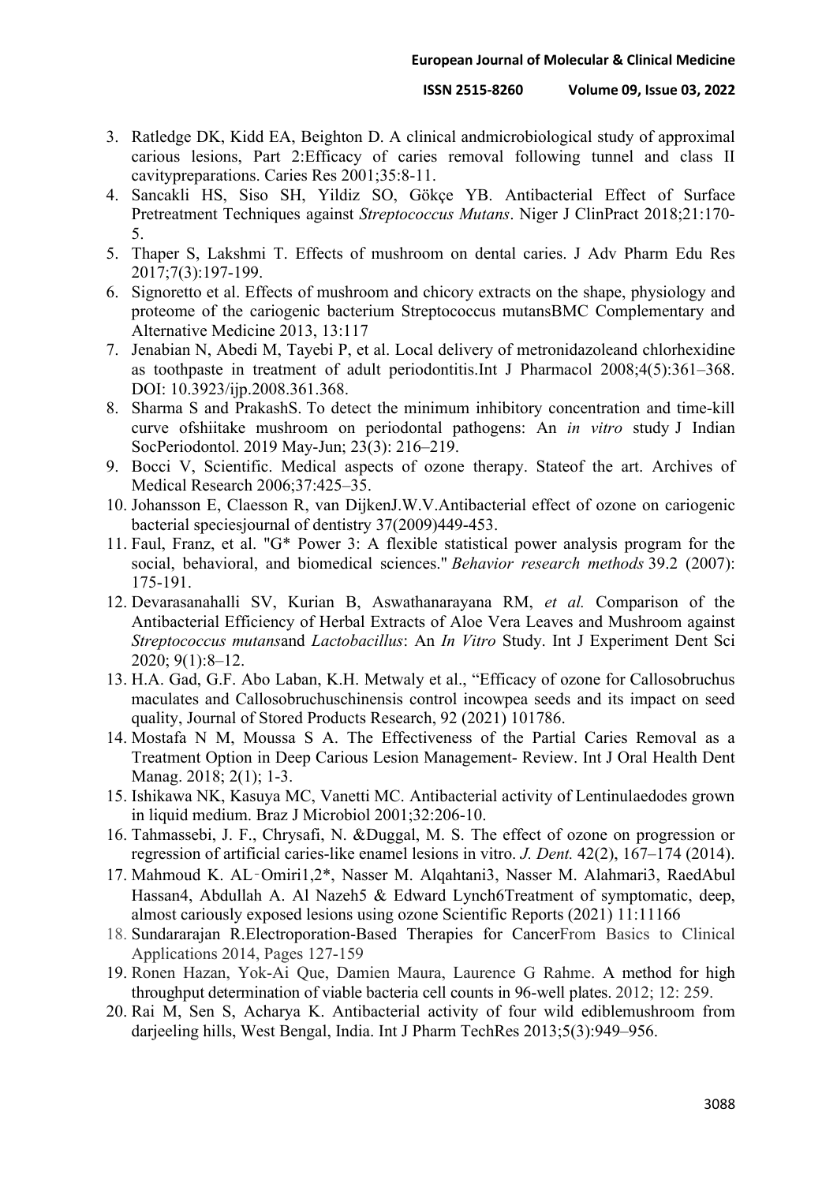3. Ratledge DK, Kidd EA, Beighton D. A clinical andmicrobiological study of approximal carious lesions, Part 2:Efficacy of caries removal following tunnel and class II cavitypreparations. Caries Res 2001;35:8-11.
4. Sancakli HS, Siso SH, Yildiz SO, Gökçe YB. Antibacterial Effect of Surface Pretreatment Techniques against *Streptococcus Mutans*. Niger J ClinPract 2018;21:170-5.
5. Thaper S, Lakshmi T. Effects of mushroom on dental caries. J Adv Pharm Edu Res 2017;7(3):197-199.
6. Signoretto et al. Effects of mushroom and chicory extracts on the shape, physiology and proteome of the cariogenic bacterium Streptococcus mutansBMC Complementary and Alternative Medicine 2013, 13:117
7. Jenabian N, Abedi M, Tayebi P, et al. Local delivery of metronidazoleand chlorhexidine as toothpaste in treatment of adult periodontitis.Int J Pharmacol 2008;4(5):361–368. DOI: 10.3923/ijp.2008.361.368.
8. Sharma S and PrakashS. To detect the minimum inhibitory concentration and time-kill curve ofshiitake mushroom on periodontal pathogens: An *in vitro* study J Indian SocPeriodontol. 2019 May-Jun; 23(3): 216–219.
9. Bocci V, Scientific. Medical aspects of ozone therapy. Stateof the art. Archives of Medical Research 2006;37:425–35.
10. Johansson E, Claesson R, van DijkenJ.W.V.Antibacterial effect of ozone on cariogenic bacterial speciesjournal of dentistry 37(2009)449-453.
11. Faul, Franz, et al. "G* Power 3: A flexible statistical power analysis program for the social, behavioral, and biomedical sciences." *Behavior research methods* 39.2 (2007): 175-191.
12. Devarasanahalli SV, Kurian B, Aswathanarayana RM, *et al.* Comparison of the Antibacterial Efficiency of Herbal Extracts of Aloe Vera Leaves and Mushroom against *Streptococcus mutans*and *Lactobacillus*: An *In Vitro* Study. Int J Experiment Dent Sci 2020; 9(1):8–12.
13. H.A. Gad, G.F. Abo Laban, K.H. Metwaly et al., "Efficacy of ozone for Callosobruchus maculates and Callosobruchuschinensis control incowpea seeds and its impact on seed quality, Journal of Stored Products Research, 92 (2021) 101786.
14. Mostafa N M, Moussa S A. The Effectiveness of the Partial Caries Removal as a Treatment Option in Deep Carious Lesion Management- Review. Int J Oral Health Dent Manag. 2018; 2(1); 1-3.
15. Ishikawa NK, Kasuya MC, Vanetti MC. Antibacterial activity of Lentinulaedodes grown in liquid medium. Braz J Microbiol 2001;32:206-10.
16. Tahmassebi, J. F., Chrysafi, N. &Duggal, M. S. The effect of ozone on progression or regression of artificial caries-like enamel lesions in vitro. *J. Dent.* 42(2), 167–174 (2014).
17. Mahmoud K. AL‑Omiri1,2*, Nasser M. Alqahtani3, Nasser M. Alahmari3, RaedAbul Hassan4, Abdullah A. Al Nazeh5 & Edward Lynch6Treatment of symptomatic, deep, almost cariously exposed lesions using ozone Scientific Reports (2021) 11:11166
18. Sundararajan R.Electroporation-Based Therapies for CancerFrom Basics to Clinical Applications 2014, Pages 127-159
19. Ronen Hazan, Yok-Ai Que, Damien Maura, Laurence G Rahme. A method for high throughput determination of viable bacteria cell counts in 96-well plates. 2012; 12: 259.
20. Rai M, Sen S, Acharya K. Antibacterial activity of four wild ediblemushroom from darjeeling hills, West Bengal, India. Int J Pharm TechRes 2013;5(3):949–956.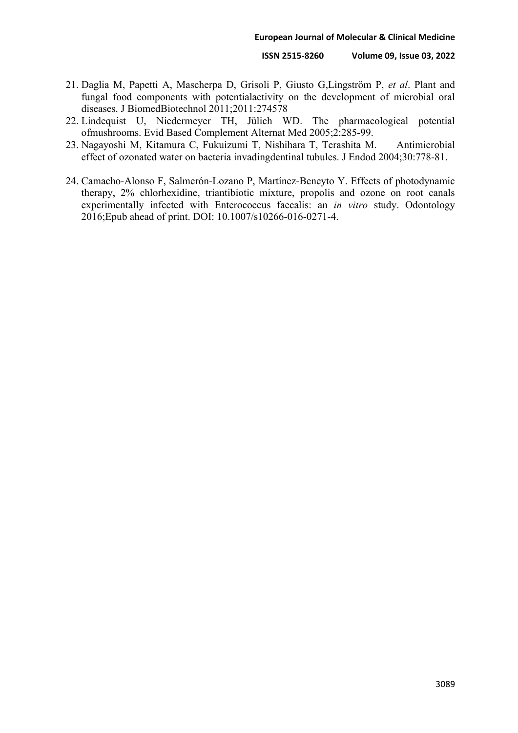21. Daglia M, Papetti A, Mascherpa D, Grisoli P, Giusto G,Lingström P, *et al*. Plant and fungal food components with potentialactivity on the development of microbial oral diseases. J BiomedBiotechnol 2011;2011:274578
22. Lindequist U, Niedermeyer TH, Jülich WD. The pharmacological potential ofmushrooms. Evid Based Complement Alternat Med 2005;2:285-99.
23. Nagayoshi M, Kitamura C, Fukuizumi T, Nishihara T, Terashita M. Antimicrobial effect of ozonated water on bacteria invadingdentinal tubules. J Endod 2004;30:778-81.
24. Camacho-Alonso F, Salmerón-Lozano P, Martínez-Beneyto Y. Effects of photodynamic therapy, 2% chlorhexidine, triantibiotic mixture, propolis and ozone on root canals experimentally infected with Enterococcus faecalis: an *in vitro* study. Odontology 2016;Epub ahead of print. DOI: 10.1007/s10266-016-0271-4.